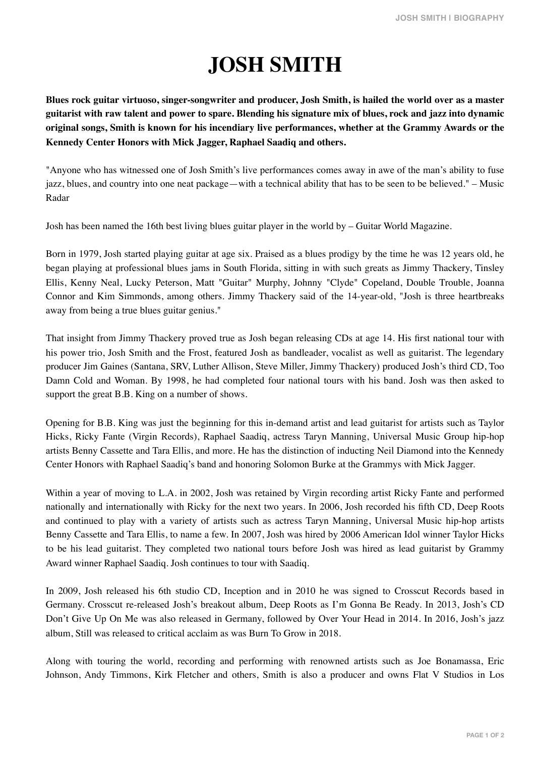# JOSH SMITH

**Blues rock guitar virtuoso, singer-songwriter and producer, Josh Smith, is hailed the world over as a master guitarist with raw talent and power to spare. Blending his signature mix of blues, rock and jazz into dynamic original songs, Smith is known for his incendiary live performances, whether at the Grammy Awards or the Kennedy Center Honors with Mick Jagger, Raphael Saadiq and others.**

"Anyone who has witnessed one of Josh Smith's live performances comes away in awe of the man's ability to fuse jazz, blues, and country into one neat package—with a technical ability that has to be seen to be believed." – Music Radar

Josh has been named the 16th best living blues guitar player in the world by – Guitar World Magazine.

Born in 1979, Josh started playing guitar at age six. Praised as a blues prodigy by the time he was 12 years old, he began playing at professional blues jams in South Florida, sitting in with such greats as Jimmy Thackery, Tinsley Ellis, Kenny Neal, Lucky Peterson, Matt "Guitar" Murphy, Johnny "Clyde" Copeland, Double Trouble, Joanna Connor and Kim Simmonds, among others. Jimmy Thackery said of the 14-year-old, "Josh is three heartbreaks away from being a true blues guitar genius."

That insight from Jimmy Thackery proved true as Josh began releasing CDs at age 14. His first national tour with his power trio, Josh Smith and the Frost, featured Josh as bandleader, vocalist as well as guitarist. The legendary producer Jim Gaines (Santana, SRV, Luther Allison, Steve Miller, Jimmy Thackery) produced Josh's third CD, Too Damn Cold and Woman. By 1998, he had completed four national tours with his band. Josh was then asked to support the great B.B. King on a number of shows.

Opening for B.B. King was just the beginning for this in-demand artist and lead guitarist for artists such as Taylor Hicks, Ricky Fante (Virgin Records), Raphael Saadiq, actress Taryn Manning, Universal Music Group hip-hop artists Benny Cassette and Tara Ellis, and more. He has the distinction of inducting Neil Diamond into the Kennedy Center Honors with Raphael Saadiq's band and honoring Solomon Burke at the Grammys with Mick Jagger.

Within a year of moving to L.A. in 2002, Josh was retained by Virgin recording artist Ricky Fante and performed nationally and internationally with Ricky for the next two years. In 2006, Josh recorded his fifth CD, Deep Roots and continued to play with a variety of artists such as actress Taryn Manning, Universal Music hip-hop artists Benny Cassette and Tara Ellis, to name a few. In 2007, Josh was hired by 2006 American Idol winner Taylor Hicks to be his lead guitarist. They completed two national tours before Josh was hired as lead guitarist by Grammy Award winner Raphael Saadiq. Josh continues to tour with Saadiq.

In 2009, Josh released his 6th studio CD, Inception and in 2010 he was signed to Crosscut Records based in Germany. Crosscut re-released Josh's breakout album, Deep Roots as I'm Gonna Be Ready. In 2013, Josh's CD Don't Give Up On Me was also released in Germany, followed by Over Your Head in 2014. In 2016, Josh's jazz album, Still was released to critical acclaim as was Burn To Grow in 2018.

Along with touring the world, recording and performing with renowned artists such as Joe Bonamassa, Eric Johnson, Andy Timmons, Kirk Fletcher and others, Smith is also a producer and owns Flat V Studios in Los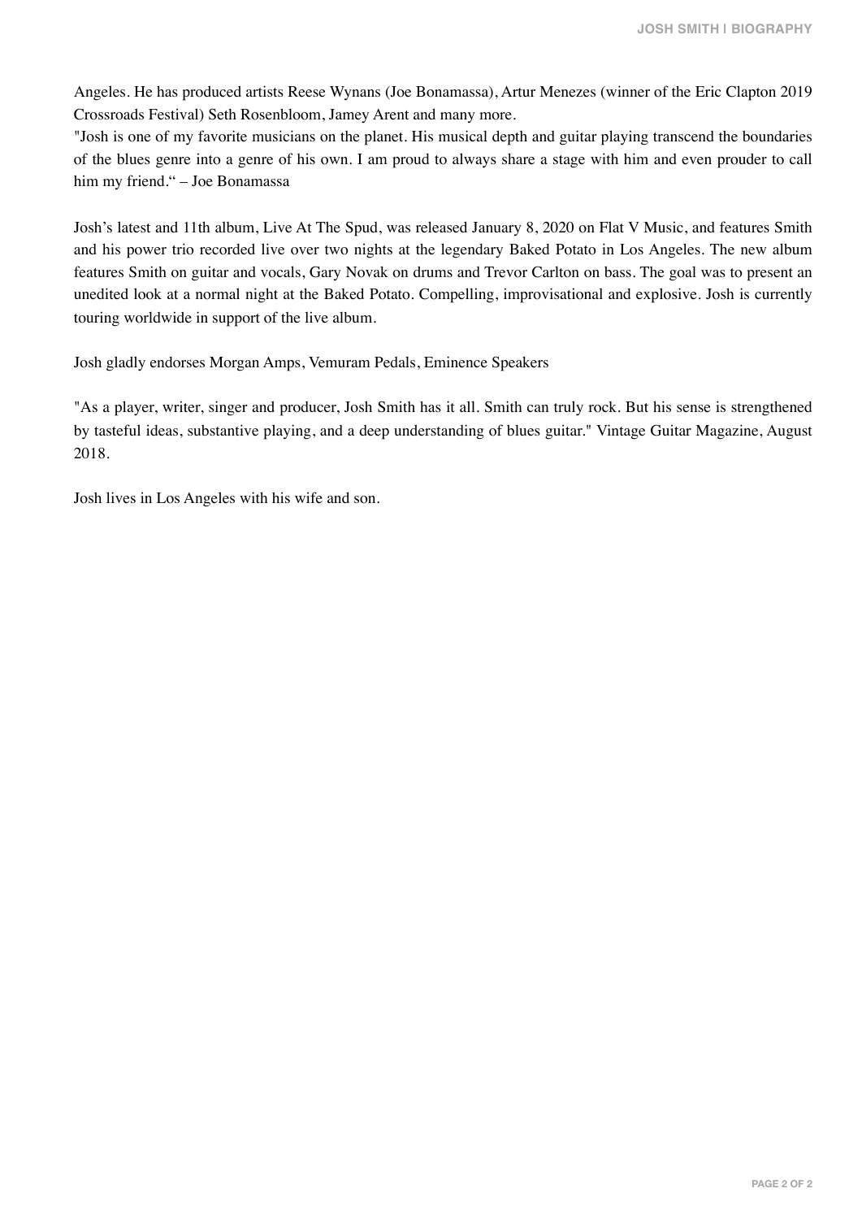Angeles. He has produced artists Reese Wynans (Joe Bonamassa), Artur Menezes (winner of the Eric Clapton 2019 Crossroads Festival) Seth Rosenbloom, Jamey Arent and many more.
"Josh is one of my favorite musicians on the planet. His musical depth and guitar playing transcend the boundaries of the blues genre into a genre of his own. I am proud to always share a stage with him and even prouder to call him my friend." – Joe Bonamassa

Josh's latest and 11th album, Live At The Spud, was released January 8, 2020 on Flat V Music, and features Smith and his power trio recorded live over two nights at the legendary Baked Potato in Los Angeles. The new album features Smith on guitar and vocals, Gary Novak on drums and Trevor Carlton on bass. The goal was to present an unedited look at a normal night at the Baked Potato. Compelling, improvisational and explosive. Josh is currently touring worldwide in support of the live album.

Josh gladly endorses Morgan Amps, Vemuram Pedals, Eminence Speakers

"As a player, writer, singer and producer, Josh Smith has it all. Smith can truly rock. But his sense is strengthened by tasteful ideas, substantive playing, and a deep understanding of blues guitar." Vintage Guitar Magazine, August 2018.

Josh lives in Los Angeles with his wife and son.